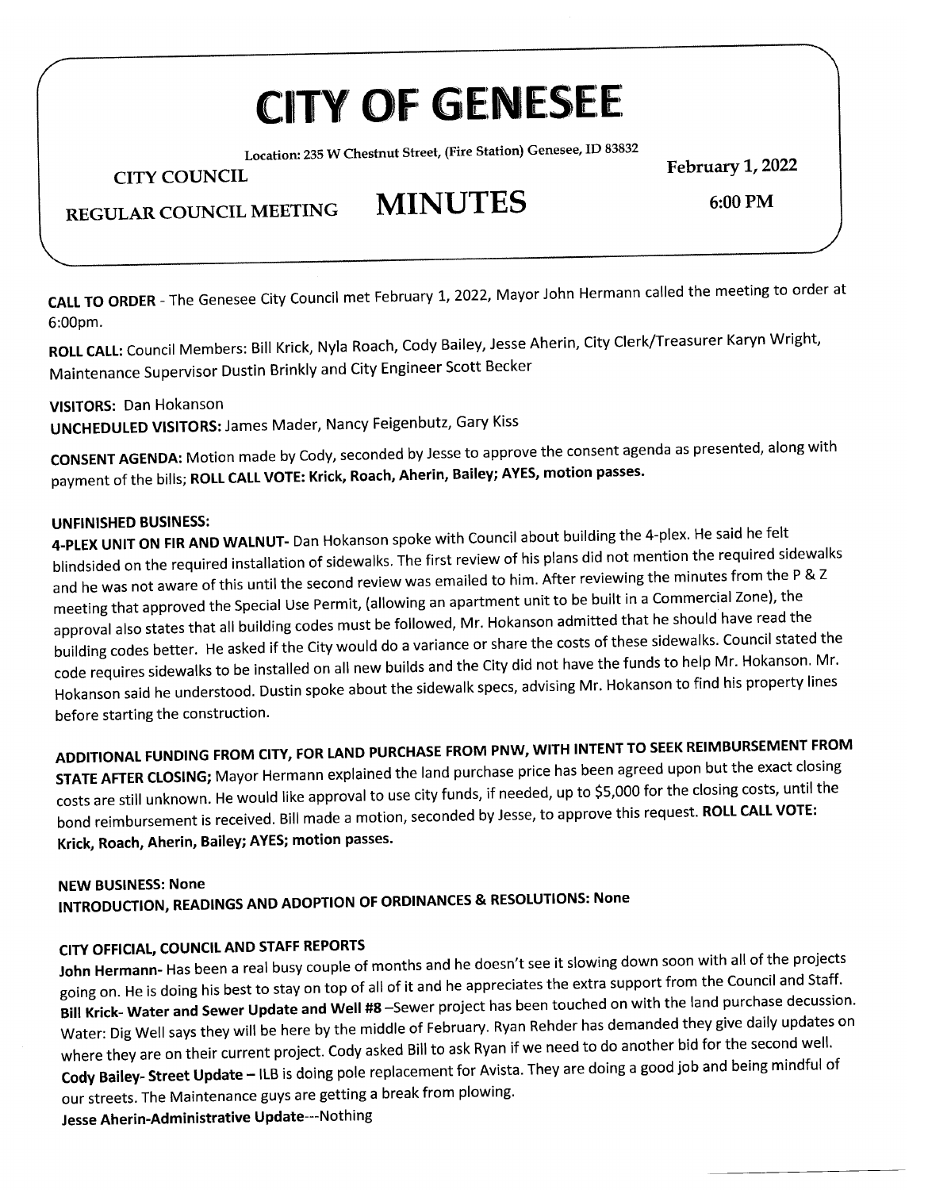# CITY OF GENESEE

Location: 235 W Chestnut Street, (Fire Station) Genesee, ID 83832

CITY COUNCIL

REGULAR COUNCIL MEETING

# MINUTES

February 1, 2022

6:00 PM

**CALL TO ORDER** - The Genesee City Council met February 1, 2022, Mayor John Hermann called the meeting to order at 6:00pm.

**ROLL CALL:** Council Members: Bill Krick, Nyla Roach, Cody Bailey, Jesse Aherin, City Clerk/Treasurer Karyn Wright, Maintenance Supervisor Dustin Brinkly and City Engineer Scott Becker

**VISITORS:** Dan Hokanson

**UNCHEDULED VISITORS:** James Mader, Nancy Feigenbutz, Gary Kiss

**CONSENT AGENDA:** Motion made by Cody, seconded by Jesse to approve the consent agenda as presented, along with payment of the bills; **ROLL CALL VOTE: Krick, Roach, Aherin, Bailey; AYES, motion passes.**

**UNFINISHED BUSINESS:**

**4-PLEX UNIT ON FIR AND WALNUT-** Dan Hokanson spoke with Council about building the 4-plex. He said he felt blindsided on the required installation of sidewalks. The first review of his plans did not mention the required sidewalks and he was not aware of this until the second review was emailed to him. After reviewing the minutes from the P & Z meeting that approved the Special Use Permit, (allowing an apartment unit to be built in a Commercial Zone), the approval also states that all building codes must be followed, Mr. Hokanson admitted that he should have read the building codes better. He asked if the City would do a variance or share the costs of these sidewalks. Council stated the code requires sidewalks to be installed on all new builds and the City did not have the funds to help Mr. Hokanson. Mr. Hokanson said he understood. Dustin spoke about the sidewalk specs, advising Mr. Hokanson to find his property lines before starting the construction.

**ADDITIONAL FUNDING FROM CITY, FOR LAND PURCHASE FROM PNW, WITH INTENT TO SEEK REIMBURSEMENT FROM STATE AFTER CLOSING;** Mayor Hermann explained the land purchase price has been agreed upon but the exact closing costs are still unknown. He would like approval to use city funds, if needed, up to $5,000 for the closing costs, until the bond reimbursement is received. Bill made a motion, seconded by Jesse, to approve this request. **ROLL CALL VOTE: Krick, Roach, Aherin, Bailey; AYES; motion passes.**

**NEW BUSINESS: None**

**INTRODUCTION, READINGS AND ADOPTION OF ORDINANCES & RESOLUTIONS: None**

**CITY OFFICIAL, COUNCIL AND STAFF REPORTS**

**John Hermann-** Has been a real busy couple of months and he doesn't see it slowing down soon with all of the projects going on. He is doing his best to stay on top of all of it and he appreciates the extra support from the Council and Staff.

**Bill Krick- Water and Sewer Update and Well #8** –Sewer project has been touched on with the land purchase decussion. Water: Dig Well says they will be here by the middle of February. Ryan Rehder has demanded they give daily updates on where they are on their current project. Cody asked Bill to ask Ryan if we need to do another bid for the second well.

**Cody Bailey- Street Update** – ILB is doing pole replacement for Avista. They are doing a good job and being mindful of our streets. The Maintenance guys are getting a break from plowing.

**Jesse Aherin-Administrative Update**---Nothing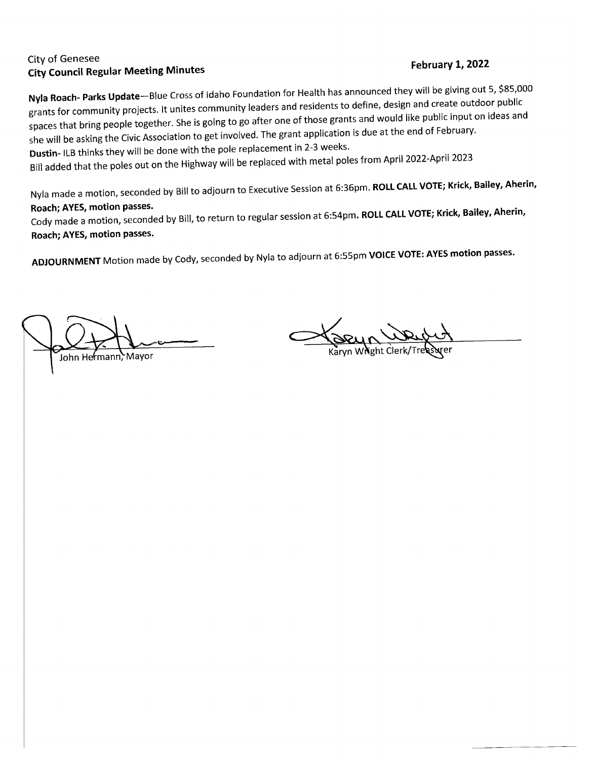City of Genesee
**City Council Regular Meeting Minutes** **February 1, 2022**

**Nyla Roach- Parks Update**—Blue Cross of Idaho Foundation for Health has announced they will be giving out 5, $85,000 grants for community projects. It unites community leaders and residents to define, design and create outdoor public spaces that bring people together. She is going to go after one of those grants and would like public input on ideas and she will be asking the Civic Association to get involved. The grant application is due at the end of February.
**Dustin**- ILB thinks they will be done with the pole replacement in 2-3 weeks.
Bill added that the poles out on the Highway will be replaced with metal poles from April 2022-April 2023

Nyla made a motion, seconded by Bill to adjourn to Executive Session at 6:36pm. **ROLL CALL VOTE; Krick, Bailey, Aherin, Roach; AYES, motion passes.**
Cody made a motion, seconded by Bill, to return to regular session at 6:54pm. **ROLL CALL VOTE; Krick, Bailey, Aherin, Roach; AYES, motion passes.**

**ADJOURNMENT** Motion made by Cody, seconded by Nyla to adjourn at 6:55pm **VOICE VOTE: AYES motion passes.**

John Hermann, Mayor

Karyn Wright Clerk/Treasurer